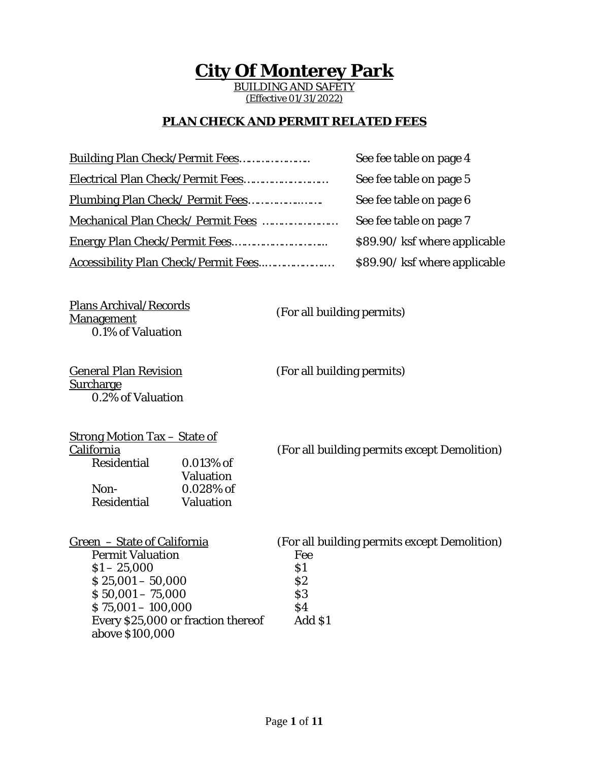# City Of Monterey Park

BUILDING AND SAFETY
(Effective 01/31/2022)

## PLAN CHECK AND PERMIT RELATED FEES

| Fee | |
|---|---|
| Building Plan Check/Permit Fees | See fee table on page 4 |
| Electrical Plan Check/Permit Fees | See fee table on page 5 |
| Plumbing Plan Check/ Permit Fees | See fee table on page 6 |
| Mechanical Plan Check/ Permit Fees | See fee table on page 7 |
| Energy Plan Check/Permit Fees | $89.90/ ksf where applicable |
| Accessibility Plan Check/Permit Fees | $89.90/ ksf where applicable |

Plans Archival/Records Management (For all building permits)
0.1% of Valuation

General Plan Revision Surcharge (For all building permits)
0.2% of Valuation

Strong Motion Tax – State of California (For all building permits except Demolition)

| | |
|---|---|
| Residential | 0.013% of Valuation |
| Non-Residential | 0.028% of Valuation |

Green – State of California (For all building permits except Demolition)

| Permit Valuation | Fee |
|---|---|
| $1 – 25,000 | $1 |
| $ 25,001 – 50,000 | $2 |
| $ 50,001 – 75,000 | $3 |
| $ 75,001 – 100,000 | $4 |
| Every $25,000 or fraction thereof above $100,000 | Add $1 |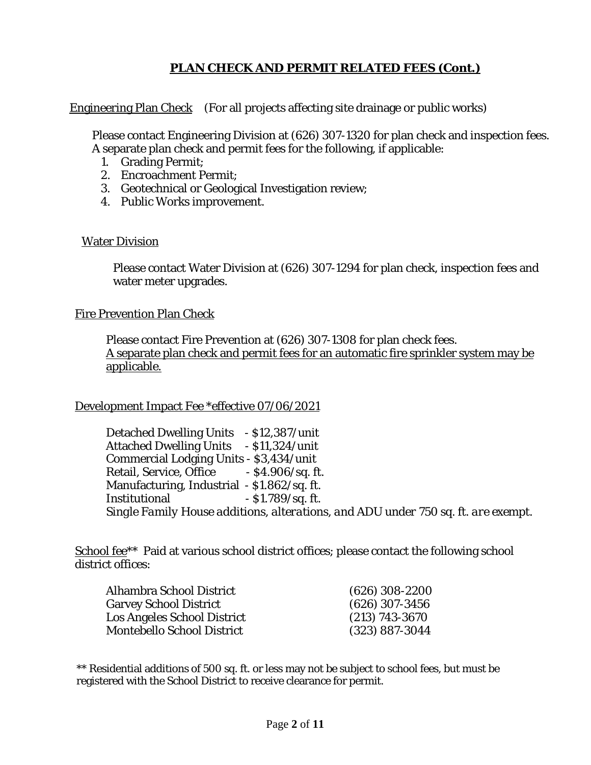## **PLAN CHECK AND PERMIT RELATED FEES (Cont.)**

Engineering Plan Check (For all projects affecting site drainage or public works)

Please contact Engineering Division at (626) 307-1320 for plan check and inspection fees. A separate plan check and permit fees for the following, if applicable:

1. Grading Permit;
2. Encroachment Permit;
3. Geotechnical or Geological Investigation review;
4. Public Works improvement.

Water Division

Please contact Water Division at (626) 307-1294 for plan check, inspection fees and water meter upgrades.

Fire Prevention Plan Check

Please contact Fire Prevention at (626) 307-1308 for plan check fees.
A separate plan check and permit fees for an automatic fire sprinkler system may be applicable.

Development Impact Fee *effective 07/06/2021

Detached Dwelling Units - $12,387/unit
Attached Dwelling Units - $11,324/unit
Commercial Lodging Units - $3,434/unit
Retail, Service, Office - $4.906/sq. ft.
Manufacturing, Industrial - $1.862/sq. ft.
Institutional - $1.789/sq. ft.
*Single Family House additions, alterations, and ADU under 750 sq. ft. are exempt.*

School fee** Paid at various school district offices; please contact the following school district offices:

| | |
|---|---|
| Alhambra School District | (626) 308-2200 |
| Garvey School District | (626) 307-3456 |
| Los Angeles School District | (213) 743-3670 |
| Montebello School District | (323) 887-3044 |

** Residential additions of 500 sq. ft. or less may not be subject to school fees, but must be registered with the School District to receive clearance for permit.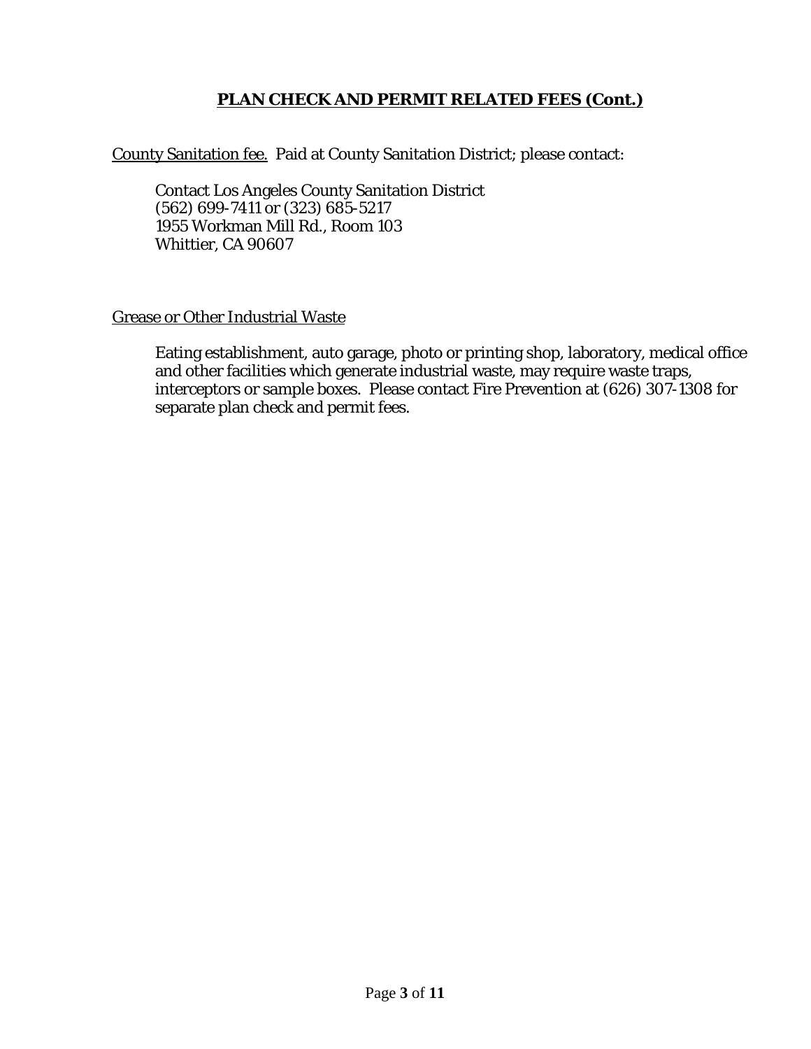## PLAN CHECK AND PERMIT RELATED FEES (Cont.)

County Sanitation fee. Paid at County Sanitation District; please contact:

Contact Los Angeles County Sanitation District
(562) 699-7411 or (323) 685-5217
1955 Workman Mill Rd., Room 103
Whittier, CA 90607

Grease or Other Industrial Waste

Eating establishment, auto garage, photo or printing shop, laboratory, medical office and other facilities which generate industrial waste, may require waste traps, interceptors or sample boxes. Please contact Fire Prevention at (626) 307-1308 for separate plan check and permit fees.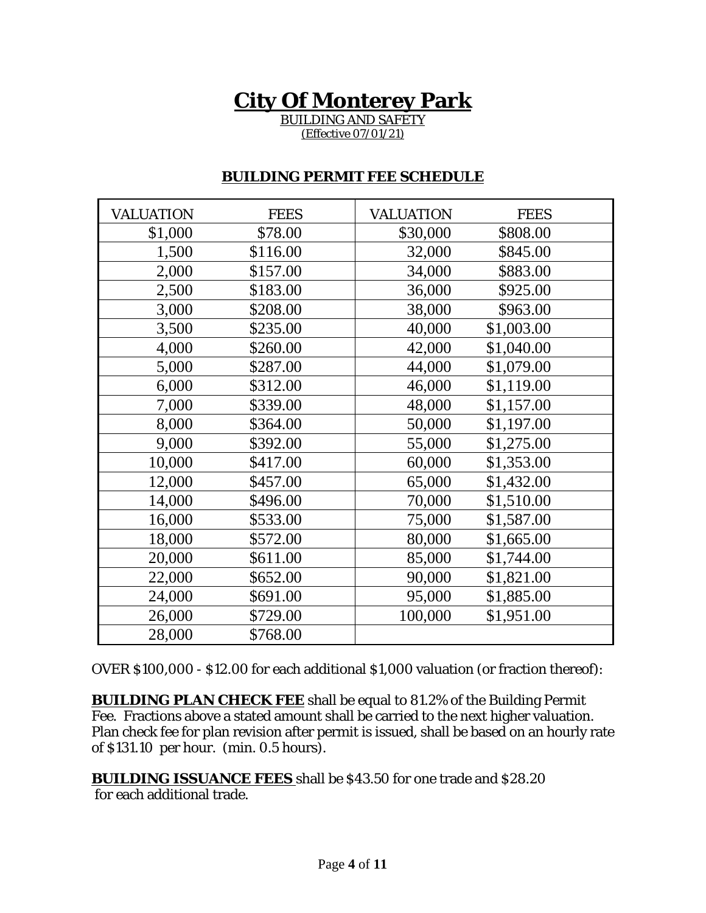# City Of Monterey Park

BUILDING AND SAFETY

(Effective 07/01/21)

## BUILDING PERMIT FEE SCHEDULE

| VALUATION | FEES | VALUATION | FEES |
|---|---|---|---|
| $1,000 | $78.00 | $30,000 | $808.00 |
| 1,500 | $116.00 | 32,000 | $845.00 |
| 2,000 | $157.00 | 34,000 | $883.00 |
| 2,500 | $183.00 | 36,000 | $925.00 |
| 3,000 | $208.00 | 38,000 | $963.00 |
| 3,500 | $235.00 | 40,000 | $1,003.00 |
| 4,000 | $260.00 | 42,000 | $1,040.00 |
| 5,000 | $287.00 | 44,000 | $1,079.00 |
| 6,000 | $312.00 | 46,000 | $1,119.00 |
| 7,000 | $339.00 | 48,000 | $1,157.00 |
| 8,000 | $364.00 | 50,000 | $1,197.00 |
| 9,000 | $392.00 | 55,000 | $1,275.00 |
| 10,000 | $417.00 | 60,000 | $1,353.00 |
| 12,000 | $457.00 | 65,000 | $1,432.00 |
| 14,000 | $496.00 | 70,000 | $1,510.00 |
| 16,000 | $533.00 | 75,000 | $1,587.00 |
| 18,000 | $572.00 | 80,000 | $1,665.00 |
| 20,000 | $611.00 | 85,000 | $1,744.00 |
| 22,000 | $652.00 | 90,000 | $1,821.00 |
| 24,000 | $691.00 | 95,000 | $1,885.00 |
| 26,000 | $729.00 | 100,000 | $1,951.00 |
| 28,000 | $768.00 | | |

OVER $100,000 - $12.00 for each additional $1,000 valuation (or fraction thereof):

**BUILDING PLAN CHECK FEE** shall be equal to 81.2% of the Building Permit Fee. Fractions above a stated amount shall be carried to the next higher valuation. Plan check fee for plan revision after permit is issued, shall be based on an hourly rate of $131.10 per hour. (min. 0.5 hours).

**BUILDING ISSUANCE FEES** shall be $43.50 for one trade and $28.20 for each additional trade.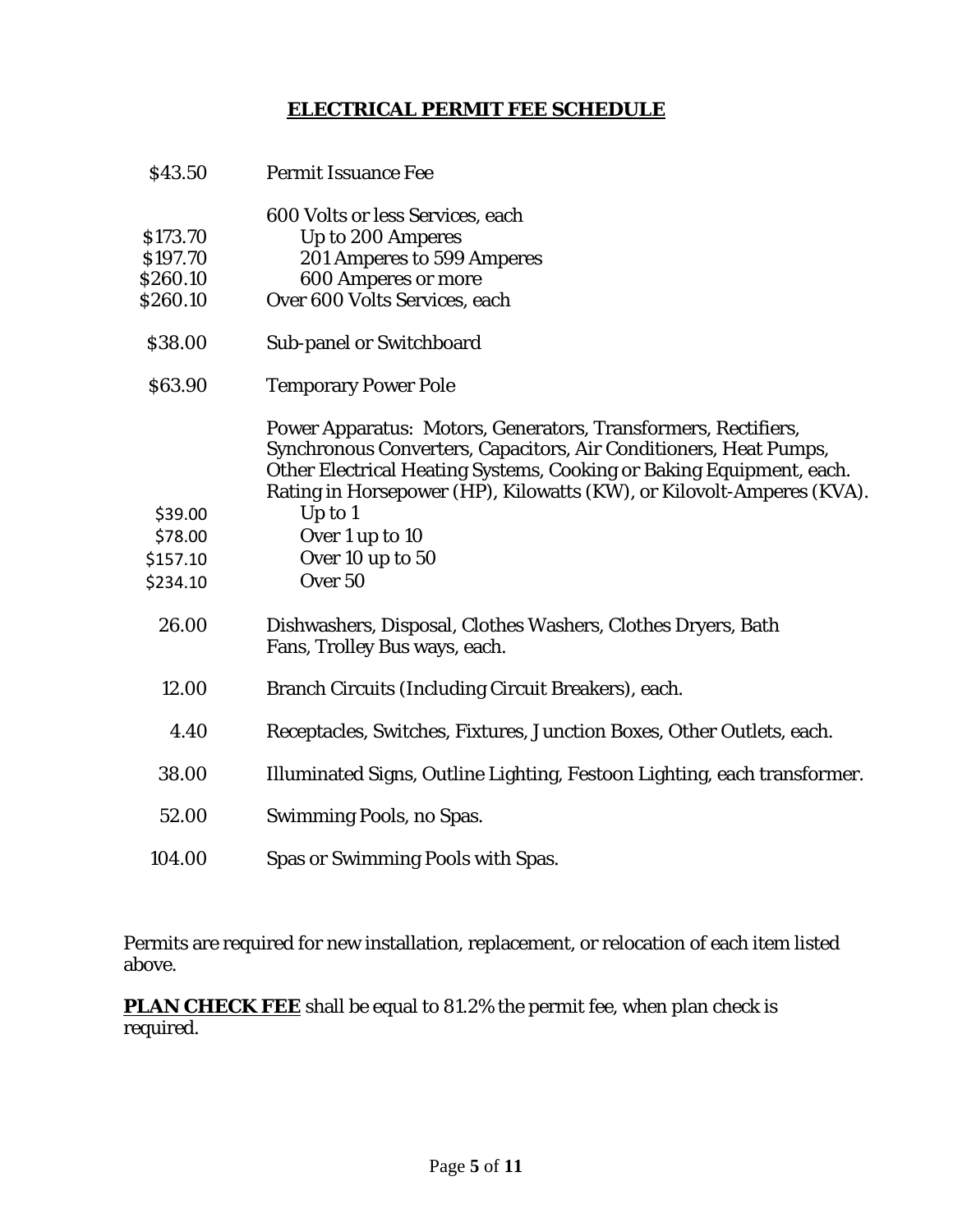## ELECTRICAL PERMIT FEE SCHEDULE

| Fee | Description |
|---|---|
| $43.50 | Permit Issuance Fee |
| | 600 Volts or less Services, each |
| $173.70 | Up to 200 Amperes |
| $197.70 | 201 Amperes to 599 Amperes |
| $260.10 | 600 Amperes or more |
| $260.10 | Over 600 Volts Services, each |
| $38.00 | Sub-panel or Switchboard |
| $63.90 | Temporary Power Pole |
| | Power Apparatus: Motors, Generators, Transformers, Rectifiers, Synchronous Converters, Capacitors, Air Conditioners, Heat Pumps, Other Electrical Heating Systems, Cooking or Baking Equipment, each. Rating in Horsepower (HP), Kilowatts (KW), or Kilovolt-Amperes (KVA). |
| $39.00 | Up to 1 |
| $78.00 | Over 1 up to 10 |
| $157.10 | Over 10 up to 50 |
| $234.10 | Over 50 |
| 26.00 | Dishwashers, Disposal, Clothes Washers, Clothes Dryers, Bath Fans, Trolley Bus ways, each. |
| 12.00 | Branch Circuits (Including Circuit Breakers), each. |
| 4.40 | Receptacles, Switches, Fixtures, Junction Boxes, Other Outlets, each. |
| 38.00 | Illuminated Signs, Outline Lighting, Festoon Lighting, each transformer. |
| 52.00 | Swimming Pools, no Spas. |
| 104.00 | Spas or Swimming Pools with Spas. |

Permits are required for new installation, replacement, or relocation of each item listed above.

**PLAN CHECK FEE** shall be equal to 81.2% the permit fee, when plan check is required.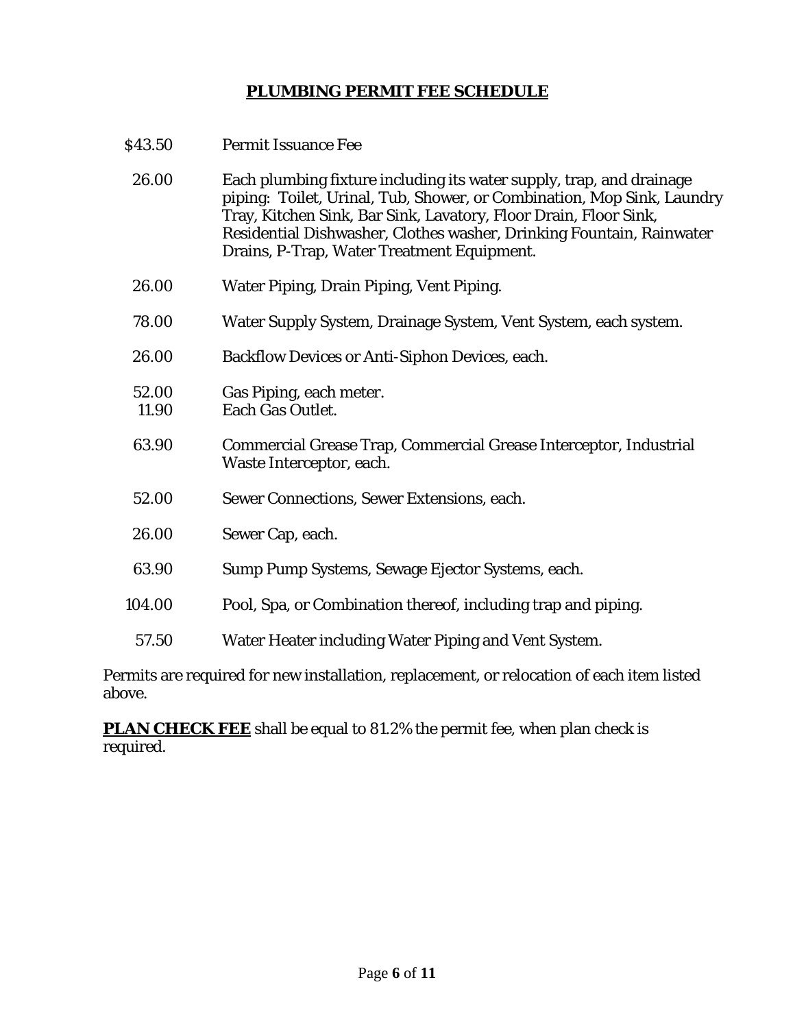## PLUMBING PERMIT FEE SCHEDULE

| | |
|---|---|
| $43.50 | Permit Issuance Fee |
| 26.00 | Each plumbing fixture including its water supply, trap, and drainage piping: Toilet, Urinal, Tub, Shower, or Combination, Mop Sink, Laundry Tray, Kitchen Sink, Bar Sink, Lavatory, Floor Drain, Floor Sink, Residential Dishwasher, Clothes washer, Drinking Fountain, Rainwater Drains, P-Trap, Water Treatment Equipment. |
| 26.00 | Water Piping, Drain Piping, Vent Piping. |
| 78.00 | Water Supply System, Drainage System, Vent System, each system. |
| 26.00 | Backflow Devices or Anti-Siphon Devices, each. |
| 52.00 | Gas Piping, each meter. |
| 11.90 | Each Gas Outlet. |
| 63.90 | Commercial Grease Trap, Commercial Grease Interceptor, Industrial Waste Interceptor, each. |
| 52.00 | Sewer Connections, Sewer Extensions, each. |
| 26.00 | Sewer Cap, each. |
| 63.90 | Sump Pump Systems, Sewage Ejector Systems, each. |
| 104.00 | Pool, Spa, or Combination thereof, including trap and piping. |
| 57.50 | Water Heater including Water Piping and Vent System. |

Permits are required for new installation, replacement, or relocation of each item listed above.

**PLAN CHECK FEE** shall be equal to 81.2% the permit fee, when plan check is required.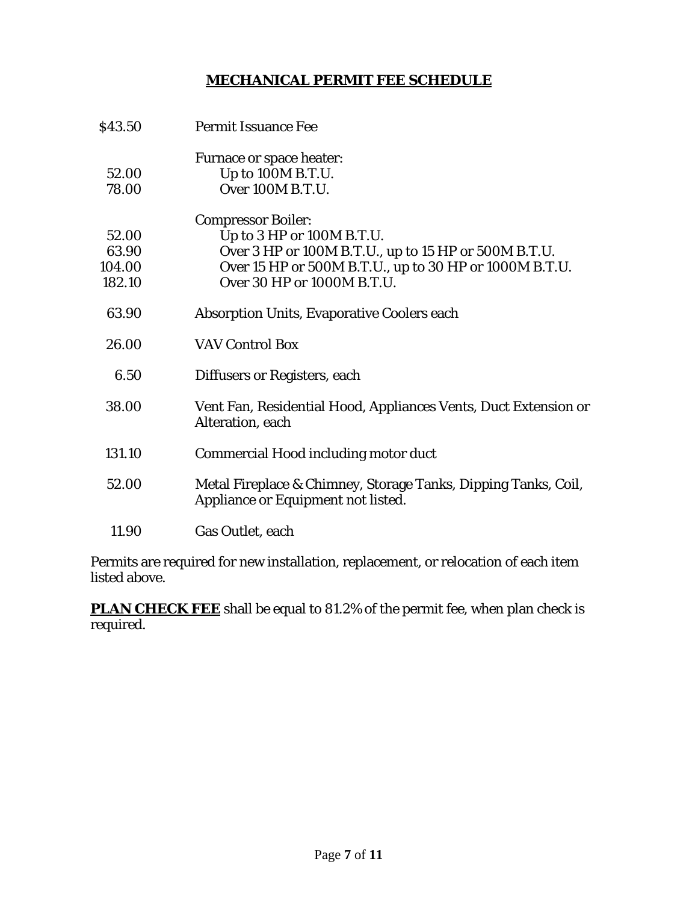# MECHANICAL PERMIT FEE SCHEDULE

| Fee | Description |
|---|---|
| $43.50 | Permit Issuance Fee |
| | Furnace or space heater: |
| 52.00 | Up to 100M B.T.U. |
| 78.00 | Over 100M B.T.U. |
| | Compressor Boiler: |
| 52.00 | Up to 3 HP or 100M B.T.U. |
| 63.90 | Over 3 HP or 100M B.T.U., up to 15 HP or 500M B.T.U. |
| 104.00 | Over 15 HP or 500M B.T.U., up to 30 HP or 1000M B.T.U. |
| 182.10 | Over 30 HP or 1000M B.T.U. |
| 63.90 | Absorption Units, Evaporative Coolers each |
| 26.00 | VAV Control Box |
| 6.50 | Diffusers or Registers, each |
| 38.00 | Vent Fan, Residential Hood, Appliances Vents, Duct Extension or Alteration, each |
| 131.10 | Commercial Hood including motor duct |
| 52.00 | Metal Fireplace & Chimney, Storage Tanks, Dipping Tanks, Coil, Appliance or Equipment not listed. |
| 11.90 | Gas Outlet, each |

Permits are required for new installation, replacement, or relocation of each item listed above.

**PLAN CHECK FEE** shall be equal to 81.2% of the permit fee, when plan check is required.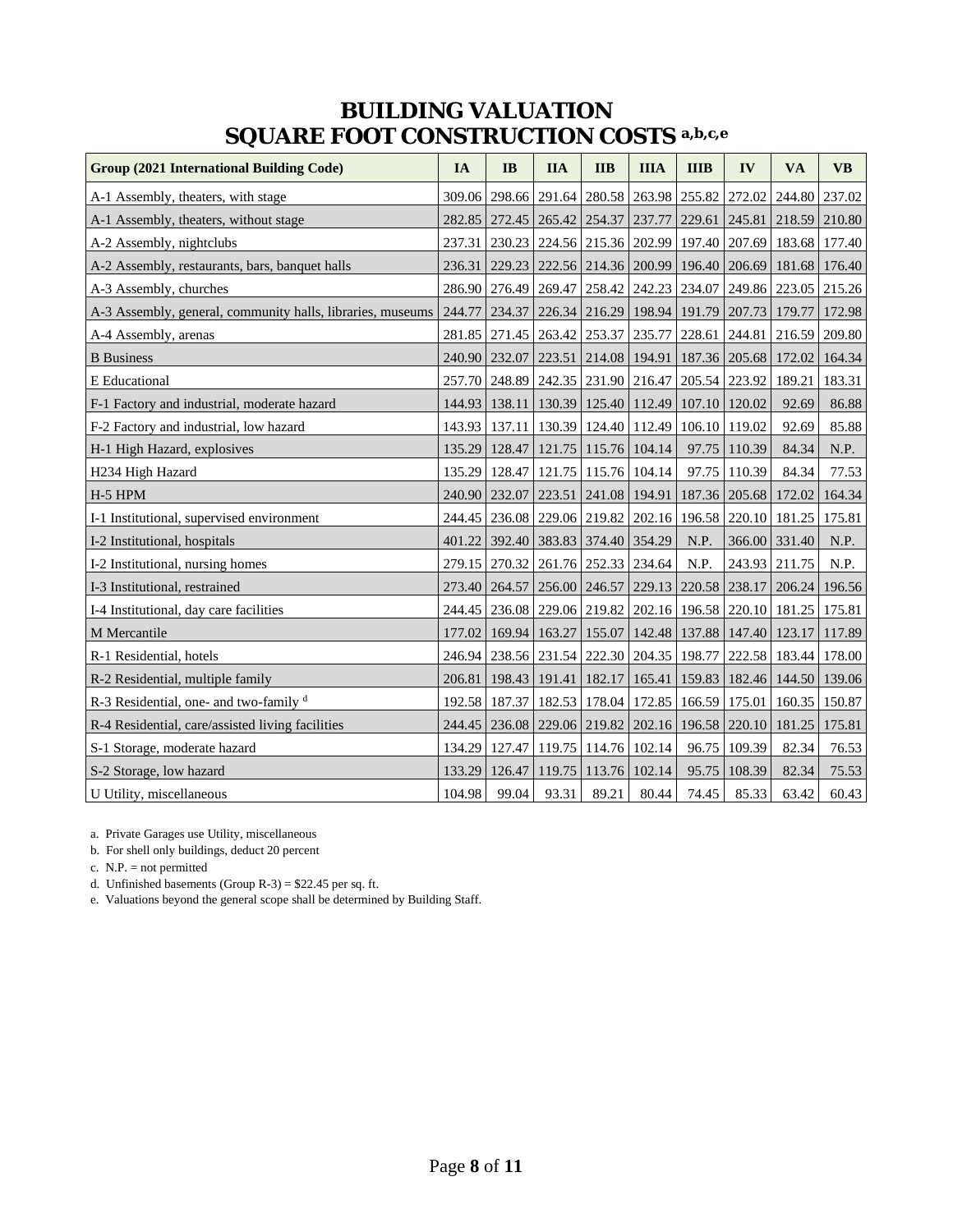# BUILDING VALUATION
# SQUARE FOOT CONSTRUCTION COSTS [a,b,c,e]

| Group (2021 International Building Code) | IA | IB | IIA | IIB | IIIA | IIIB | IV | VA | VB |
|---|---|---|---|---|---|---|---|---|---|
| A-1 Assembly, theaters, with stage | 309.06 | 298.66 | 291.64 | 280.58 | 263.98 | 255.82 | 272.02 | 244.80 | 237.02 |
| A-1 Assembly, theaters, without stage | 282.85 | 272.45 | 265.42 | 254.37 | 237.77 | 229.61 | 245.81 | 218.59 | 210.80 |
| A-2 Assembly, nightclubs | 237.31 | 230.23 | 224.56 | 215.36 | 202.99 | 197.40 | 207.69 | 183.68 | 177.40 |
| A-2 Assembly, restaurants, bars, banquet halls | 236.31 | 229.23 | 222.56 | 214.36 | 200.99 | 196.40 | 206.69 | 181.68 | 176.40 |
| A-3 Assembly, churches | 286.90 | 276.49 | 269.47 | 258.42 | 242.23 | 234.07 | 249.86 | 223.05 | 215.26 |
| A-3 Assembly, general, community halls, libraries, museums | 244.77 | 234.37 | 226.34 | 216.29 | 198.94 | 191.79 | 207.73 | 179.77 | 172.98 |
| A-4 Assembly, arenas | 281.85 | 271.45 | 263.42 | 253.37 | 235.77 | 228.61 | 244.81 | 216.59 | 209.80 |
| B Business | 240.90 | 232.07 | 223.51 | 214.08 | 194.91 | 187.36 | 205.68 | 172.02 | 164.34 |
| E Educational | 257.70 | 248.89 | 242.35 | 231.90 | 216.47 | 205.54 | 223.92 | 189.21 | 183.31 |
| F-1 Factory and industrial, moderate hazard | 144.93 | 138.11 | 130.39 | 125.40 | 112.49 | 107.10 | 120.02 | 92.69 | 86.88 |
| F-2 Factory and industrial, low hazard | 143.93 | 137.11 | 130.39 | 124.40 | 112.49 | 106.10 | 119.02 | 92.69 | 85.88 |
| H-1 High Hazard, explosives | 135.29 | 128.47 | 121.75 | 115.76 | 104.14 | 97.75 | 110.39 | 84.34 | N.P. |
| H234 High Hazard | 135.29 | 128.47 | 121.75 | 115.76 | 104.14 | 97.75 | 110.39 | 84.34 | 77.53 |
| H-5 HPM | 240.90 | 232.07 | 223.51 | 241.08 | 194.91 | 187.36 | 205.68 | 172.02 | 164.34 |
| I-1 Institutional, supervised environment | 244.45 | 236.08 | 229.06 | 219.82 | 202.16 | 196.58 | 220.10 | 181.25 | 175.81 |
| I-2 Institutional, hospitals | 401.22 | 392.40 | 383.83 | 374.40 | 354.29 | N.P. | 366.00 | 331.40 | N.P. |
| I-2 Institutional, nursing homes | 279.15 | 270.32 | 261.76 | 252.33 | 234.64 | N.P. | 243.93 | 211.75 | N.P. |
| I-3 Institutional, restrained | 273.40 | 264.57 | 256.00 | 246.57 | 229.13 | 220.58 | 238.17 | 206.24 | 196.56 |
| I-4 Institutional, day care facilities | 244.45 | 236.08 | 229.06 | 219.82 | 202.16 | 196.58 | 220.10 | 181.25 | 175.81 |
| M Mercantile | 177.02 | 169.94 | 163.27 | 155.07 | 142.48 | 137.88 | 147.40 | 123.17 | 117.89 |
| R-1 Residential, hotels | 246.94 | 238.56 | 231.54 | 222.30 | 204.35 | 198.77 | 222.58 | 183.44 | 178.00 |
| R-2 Residential, multiple family | 206.81 | 198.43 | 191.41 | 182.17 | 165.41 | 159.83 | 182.46 | 144.50 | 139.06 |
| R-3 Residential, one- and two-family [d] | 192.58 | 187.37 | 182.53 | 178.04 | 172.85 | 166.59 | 175.01 | 160.35 | 150.87 |
| R-4 Residential, care/assisted living facilities | 244.45 | 236.08 | 229.06 | 219.82 | 202.16 | 196.58 | 220.10 | 181.25 | 175.81 |
| S-1 Storage, moderate hazard | 134.29 | 127.47 | 119.75 | 114.76 | 102.14 | 96.75 | 109.39 | 82.34 | 76.53 |
| S-2 Storage, low hazard | 133.29 | 126.47 | 119.75 | 113.76 | 102.14 | 95.75 | 108.39 | 82.34 | 75.53 |
| U Utility, miscellaneous | 104.98 | 99.04 | 93.31 | 89.21 | 80.44 | 74.45 | 85.33 | 63.42 | 60.43 |

a. Private Garages use Utility, miscellaneous

b. For shell only buildings, deduct 20 percent

c. N.P. = not permitted

d. Unfinished basements (Group R-3) = $22.45 per sq. ft.

e. Valuations beyond the general scope shall be determined by Building Staff.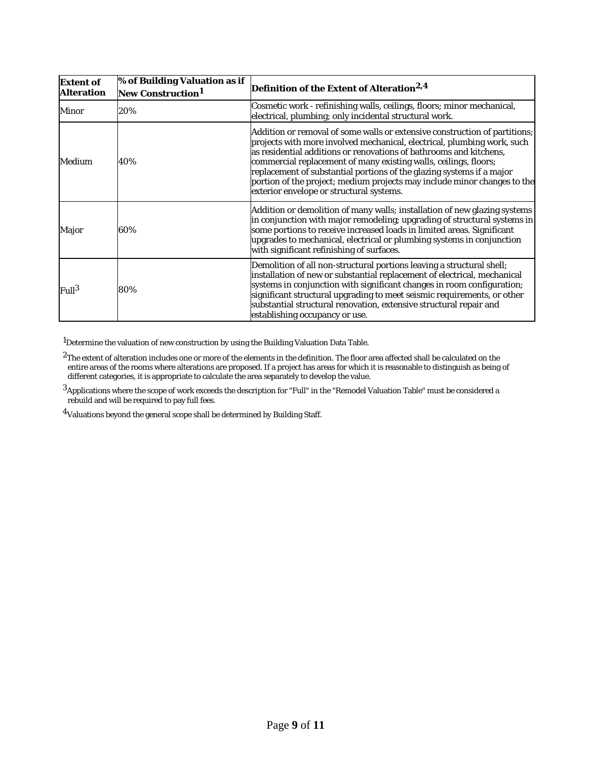| Extent of Alteration | % of Building Valuation as if New Construction[1] | Definition of the Extent of Alteration[2,4] |
|---|---|---|
| Minor | 20% | Cosmetic work - refinishing walls, ceilings, floors; minor mechanical, electrical, plumbing; only incidental structural work. |
| Medium | 40% | Addition or removal of some walls or extensive construction of partitions; projects with more involved mechanical, electrical, plumbing work, such as residential additions or renovations of bathrooms and kitchens, commercial replacement of many existing walls, ceilings, floors; replacement of substantial portions of the glazing systems if a major portion of the project; medium projects may include minor changes to the exterior envelope or structural systems. |
| Major | 60% | Addition or demolition of many walls; installation of new glazing systems in conjunction with major remodeling; upgrading of structural systems in some portions to receive increased loads in limited areas. Significant upgrades to mechanical, electrical or plumbing systems in conjunction with significant refinishing of surfaces. |
| Full[3] | 80% | Demolition of all non-structural portions leaving a structural shell; installation of new or substantial replacement of electrical, mechanical systems in conjunction with significant changes in room configuration; significant structural upgrading to meet seismic requirements, or other substantial structural renovation, extensive structural repair and establishing occupancy or use. |

[1]Determine the valuation of new construction by using the Building Valuation Data Table.

[2]The extent of alteration includes one or more of the elements in the definition. The floor area affected shall be calculated on the entire areas of the rooms where alterations are proposed. If a project has areas for which it is reasonable to distinguish as being of different categories, it is appropriate to calculate the area separately to develop the value.

[3]Applications where the scope of work exceeds the description for "Full" in the "Remodel Valuation Table" must be considered a rebuild and will be required to pay full fees.

[4]Valuations beyond the general scope shall be determined by Building Staff.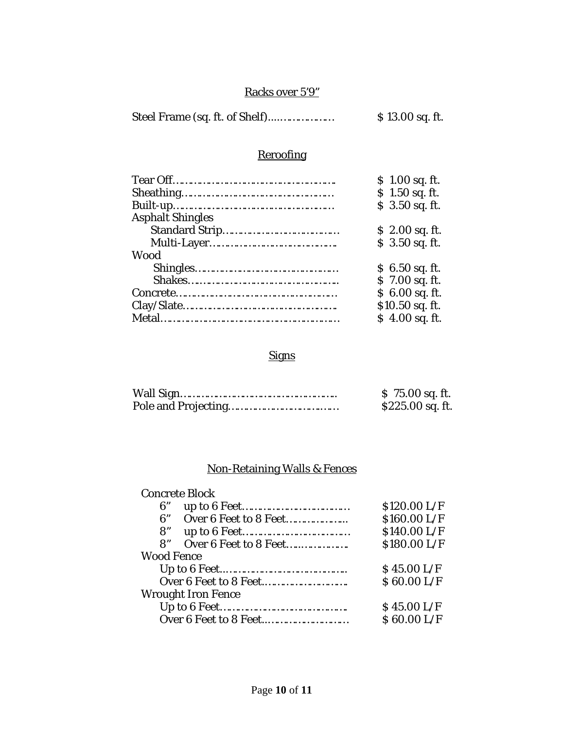## Racks over 5'9"

| Item | Fee |
|---|---|
| Steel Frame (sq. ft. of Shelf) | $ 13.00 sq. ft. |

## Reroofing

| Item | Fee |
|---|---|
| Tear Off | $ 1.00 sq. ft. |
| Sheathing | $ 1.50 sq. ft. |
| Built-up | $ 3.50 sq. ft. |
| Asphalt Shingles | |
| Standard Strip | $ 2.00 sq. ft. |
| Multi-Layer | $ 3.50 sq. ft. |
| Wood | |
| Shingles | $ 6.50 sq. ft. |
| Shakes | $ 7.00 sq. ft. |
| Concrete | $ 6.00 sq. ft. |
| Clay/Slate | $10.50 sq. ft. |
| Metal | $ 4.00 sq. ft. |

## Signs

| Item | Fee |
|---|---|
| Wall Sign | $ 75.00 sq. ft. |
| Pole and Projecting | $225.00 sq. ft. |

## Non-Retaining Walls & Fences

| Item | Fee |
|---|---|
| Concrete Block | |
| 6" up to 6 Feet | $120.00 L/F |
| 6" Over 6 Feet to 8 Feet | $160.00 L/F |
| 8" up to 6 Feet | $140.00 L/F |
| 8" Over 6 Feet to 8 Feet | $180.00 L/F |
| Wood Fence | |
| Up to 6 Feet | $ 45.00 L/F |
| Over 6 Feet to 8 Feet | $ 60.00 L/F |
| Wrought Iron Fence | |
| Up to 6 Feet | $ 45.00 L/F |
| Over 6 Feet to 8 Feet | $ 60.00 L/F |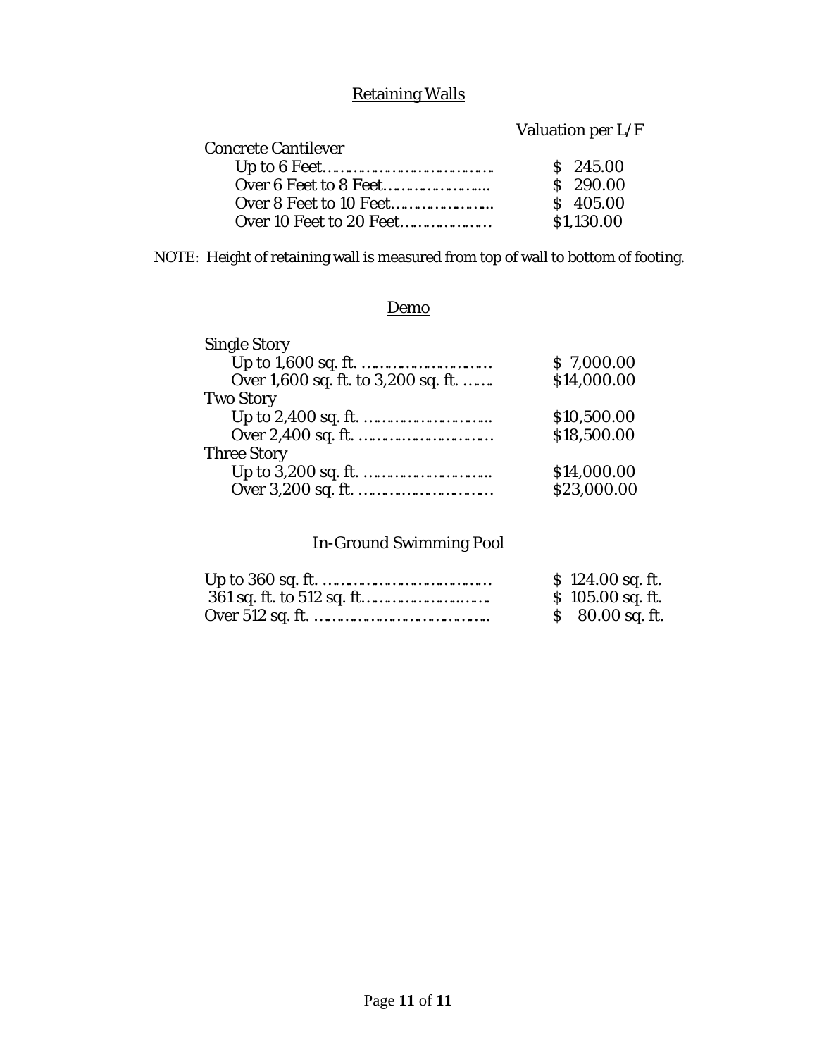## Retaining Walls

| | Valuation per L/F |
|---|---|
| **Concrete Cantilever** | |
| Up to 6 Feet | $ 245.00 |
| Over 6 Feet to 8 Feet | $ 290.00 |
| Over 8 Feet to 10 Feet | $ 405.00 |
| Over 10 Feet to 20 Feet | $1,130.00 |

NOTE: Height of retaining wall is measured from top of wall to bottom of footing.

## Demo

| | |
|---|---|
| **Single Story** | |
| Up to 1,600 sq. ft. | $ 7,000.00 |
| Over 1,600 sq. ft. to 3,200 sq. ft. | $14,000.00 |
| **Two Story** | |
| Up to 2,400 sq. ft. | $10,500.00 |
| Over 2,400 sq. ft. | $18,500.00 |
| **Three Story** | |
| Up to 3,200 sq. ft. | $14,000.00 |
| Over 3,200 sq. ft. | $23,000.00 |

## In-Ground Swimming Pool

| | |
|---|---|
| Up to 360 sq. ft. | $ 124.00 sq. ft. |
| 361 sq. ft. to 512 sq. ft. | $ 105.00 sq. ft. |
| Over 512 sq. ft. | $ 80.00 sq. ft. |